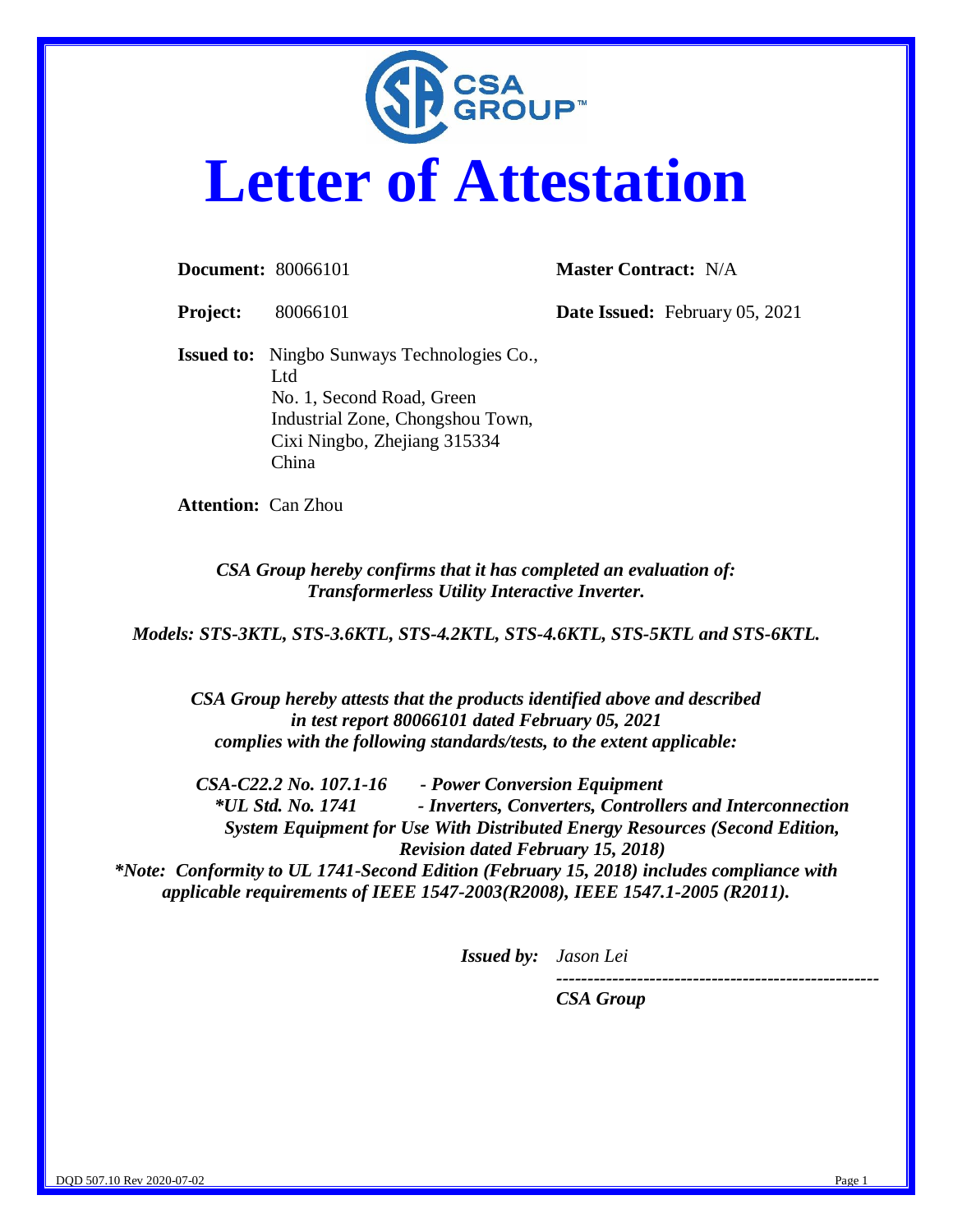CSA GROUP™

# Letter of Attestation

**Document:** 80066101 **Master Contract:** N/A

**Project:** 80066101 **Date Issued:** February 05, 2021

**Issued to:** Ningbo Sunways Technologies Co., Ltd
No. 1, Second Road, Green Industrial Zone, Chongshou Town,
Cixi Ningbo, Zhejiang 315334
China

**Attention:** Can Zhou

***CSA Group hereby confirms that it has completed an evaluation of: Transformerless Utility Interactive Inverter.***

***Models: STS-3KTL, STS-3.6KTL, STS-4.2KTL, STS-4.6KTL, STS-5KTL and STS-6KTL.***

***CSA Group hereby attests that the products identified above and described in test report 80066101 dated February 05, 2021 complies with the following standards/tests, to the extent applicable:***

***CSA-C22.2 No. 107.1-16 - Power Conversion Equipment***

****UL Std. No. 1741 - Inverters, Converters, Controllers and Interconnection System Equipment for Use With Distributed Energy Resources (Second Edition, Revision dated February 15, 2018)***

****Note: Conformity to UL 1741-Second Edition (February 15, 2018) includes compliance with applicable requirements of IEEE 1547-2003(R2008), IEEE 1547.1-2005 (R2011).***

***Issued by:*** *Jason Lei*

---------------------------------------------------

***CSA Group***

DQD 507.10 Rev 2020-07-02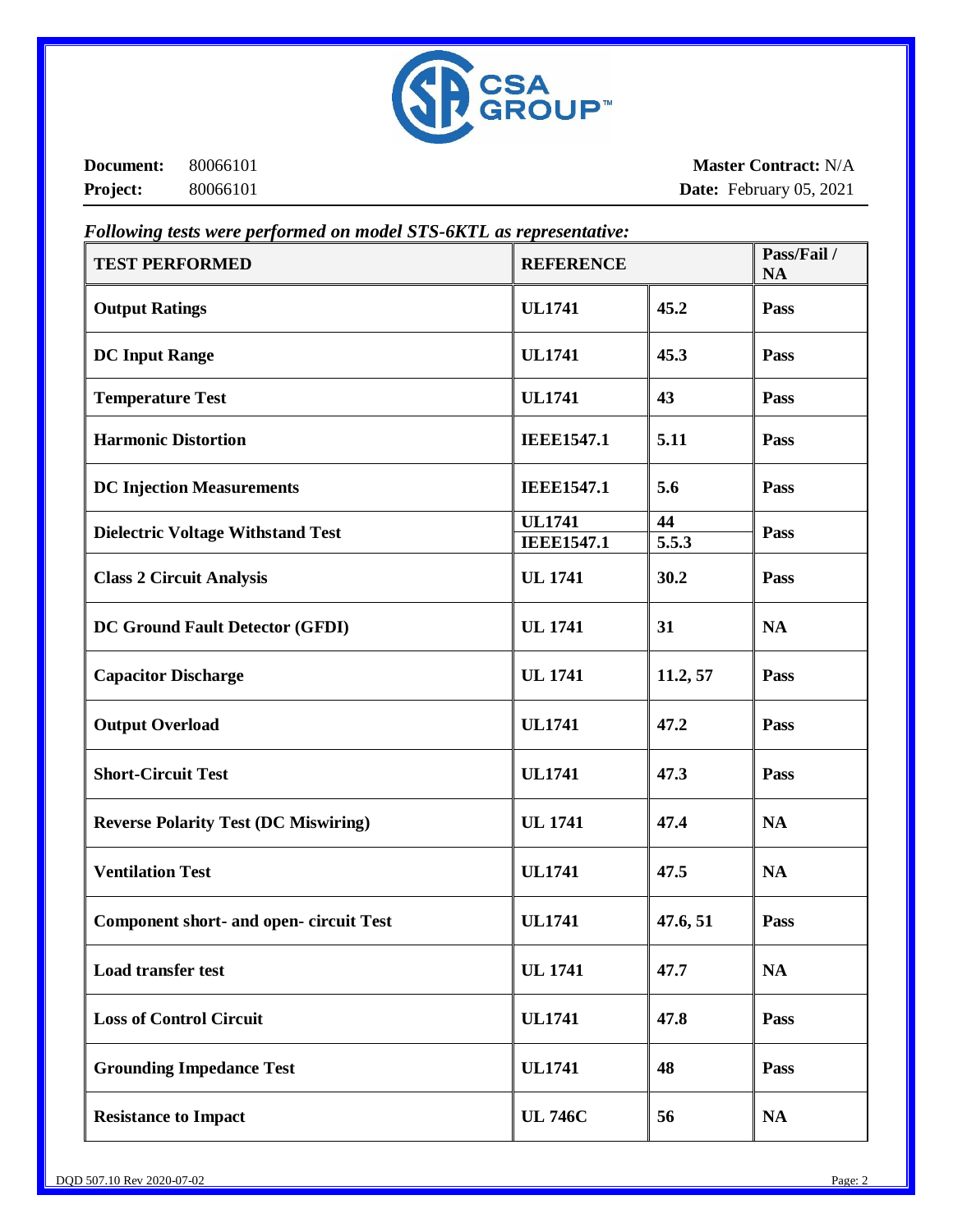**Document:** 80066101 **Master Contract:** N/A
**Project:** 80066101 **Date:** February 05, 2021

***Following tests were performed on model STS-6KTL as representative:***

| TEST PERFORMED | REFERENCE | | Pass/Fail / NA |
|---|---|---|---|
| **Output Ratings** | **UL1741** | **45.2** | **Pass** |
| **DC Input Range** | **UL1741** | **45.3** | **Pass** |
| **Temperature Test** | **UL1741** | **43** | **Pass** |
| **Harmonic Distortion** | **IEEE1547.1** | **5.11** | **Pass** |
| **DC Injection Measurements** | **IEEE1547.1** | **5.6** | **Pass** |
| **Dielectric Voltage Withstand Test** | **UL1741**<br>**IEEE1547.1** | **44**<br>**5.5.3** | **Pass** |
| **Class 2 Circuit Analysis** | **UL 1741** | **30.2** | **Pass** |
| **DC Ground Fault Detector (GFDI)** | **UL 1741** | **31** | **NA** |
| **Capacitor Discharge** | **UL 1741** | **11.2, 57** | **Pass** |
| **Output Overload** | **UL1741** | **47.2** | **Pass** |
| **Short-Circuit Test** | **UL1741** | **47.3** | **Pass** |
| **Reverse Polarity Test (DC Miswiring)** | **UL 1741** | **47.4** | **NA** |
| **Ventilation Test** | **UL1741** | **47.5** | **NA** |
| **Component short- and open- circuit Test** | **UL1741** | **47.6, 51** | **Pass** |
| **Load transfer test** | **UL 1741** | **47.7** | **NA** |
| **Loss of Control Circuit** | **UL1741** | **47.8** | **Pass** |
| **Grounding Impedance Test** | **UL1741** | **48** | **Pass** |
| **Resistance to Impact** | **UL 746C** | **56** | **NA** |

DQD 507.10 Rev 2020-07-02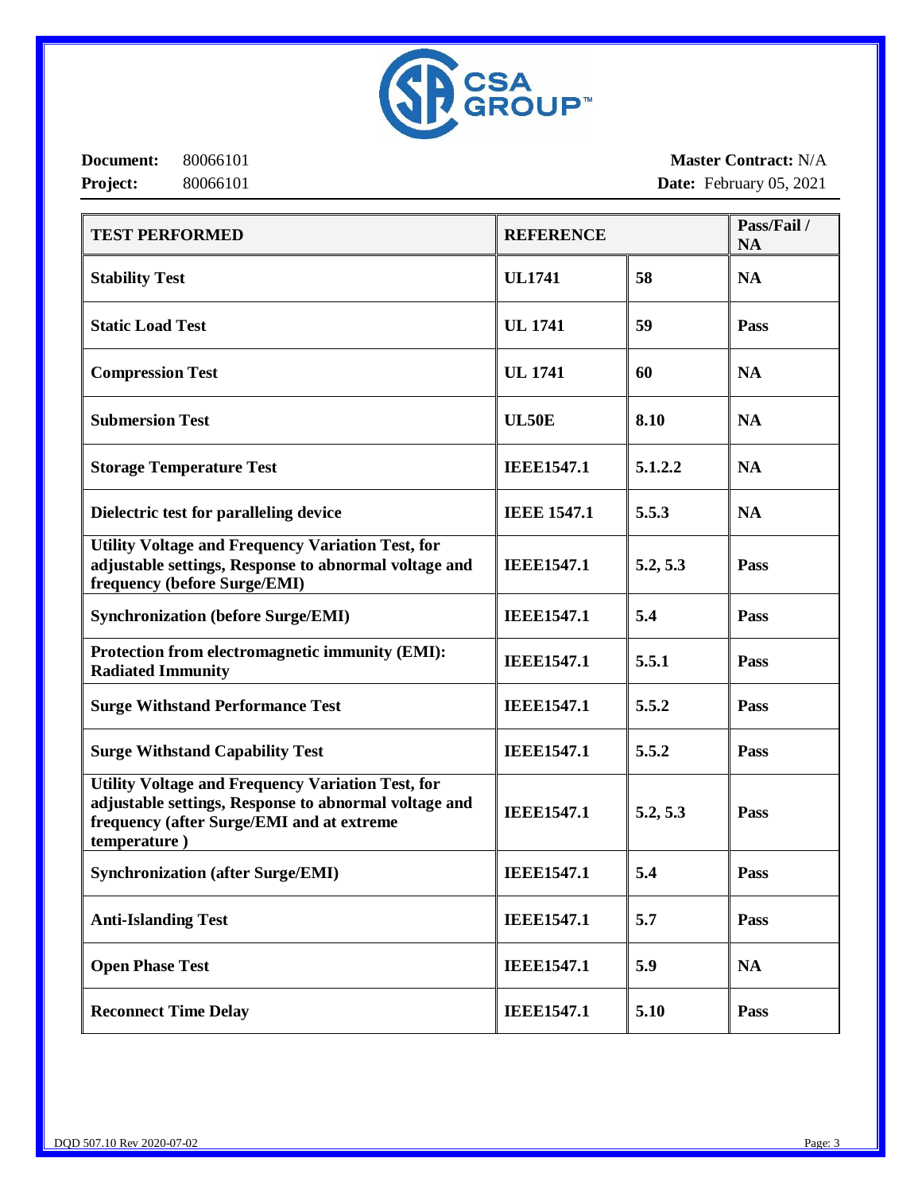**Document:** 80066101 **Master Contract:** N/A
**Project:** 80066101 **Date:** February 05, 2021

| TEST PERFORMED | REFERENCE | | Pass/Fail / NA |
|---|---|---|---|
| **Stability Test** | **UL1741** | **58** | **NA** |
| **Static Load Test** | **UL 1741** | **59** | **Pass** |
| **Compression Test** | **UL 1741** | **60** | **NA** |
| **Submersion Test** | **UL50E** | **8.10** | **NA** |
| **Storage Temperature Test** | **IEEE1547.1** | **5.1.2.2** | **NA** |
| **Dielectric test for paralleling device** | **IEEE 1547.1** | **5.5.3** | **NA** |
| **Utility Voltage and Frequency Variation Test, for adjustable settings, Response to abnormal voltage and frequency (before Surge/EMI)** | **IEEE1547.1** | **5.2, 5.3** | **Pass** |
| **Synchronization (before Surge/EMI)** | **IEEE1547.1** | **5.4** | **Pass** |
| **Protection from electromagnetic immunity (EMI): Radiated Immunity** | **IEEE1547.1** | **5.5.1** | **Pass** |
| **Surge Withstand Performance Test** | **IEEE1547.1** | **5.5.2** | **Pass** |
| **Surge Withstand Capability Test** | **IEEE1547.1** | **5.5.2** | **Pass** |
| **Utility Voltage and Frequency Variation Test, for adjustable settings, Response to abnormal voltage and frequency (after Surge/EMI and at extreme temperature )** | **IEEE1547.1** | **5.2, 5.3** | **Pass** |
| **Synchronization (after Surge/EMI)** | **IEEE1547.1** | **5.4** | **Pass** |
| **Anti-Islanding Test** | **IEEE1547.1** | **5.7** | **Pass** |
| **Open Phase Test** | **IEEE1547.1** | **5.9** | **NA** |
| **Reconnect Time Delay** | **IEEE1547.1** | **5.10** | **Pass** |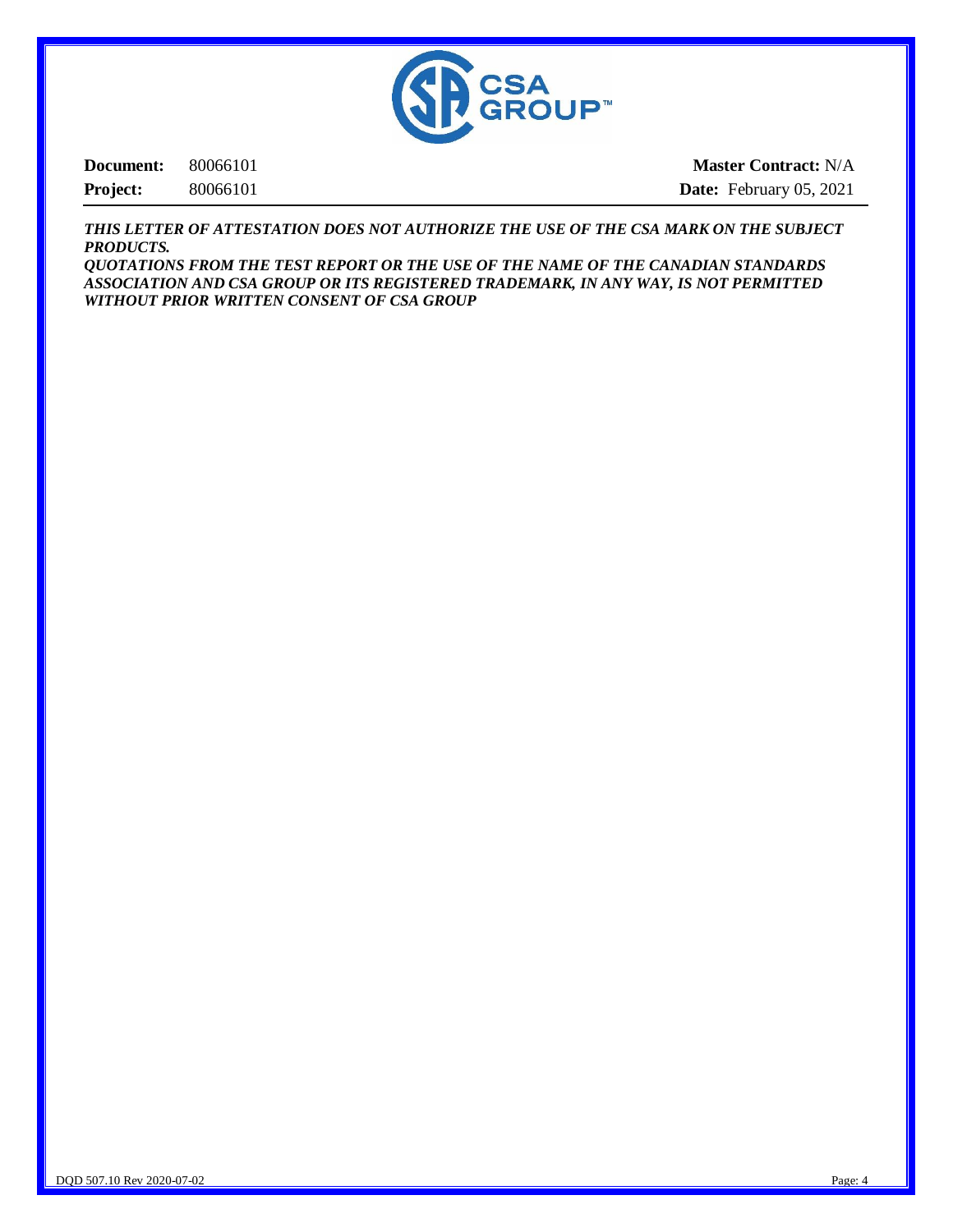**Document:** 80066101 **Master Contract:** N/A

**Project:** 80066101 **Date:** February 05, 2021

***THIS LETTER OF ATTESTATION DOES NOT AUTHORIZE THE USE OF THE CSA MARK ON THE SUBJECT PRODUCTS.***

***QUOTATIONS FROM THE TEST REPORT OR THE USE OF THE NAME OF THE CANADIAN STANDARDS ASSOCIATION AND CSA GROUP OR ITS REGISTERED TRADEMARK, IN ANY WAY, IS NOT PERMITTED WITHOUT PRIOR WRITTEN CONSENT OF CSA GROUP***

DQD 507.10 Rev 2020-07-02